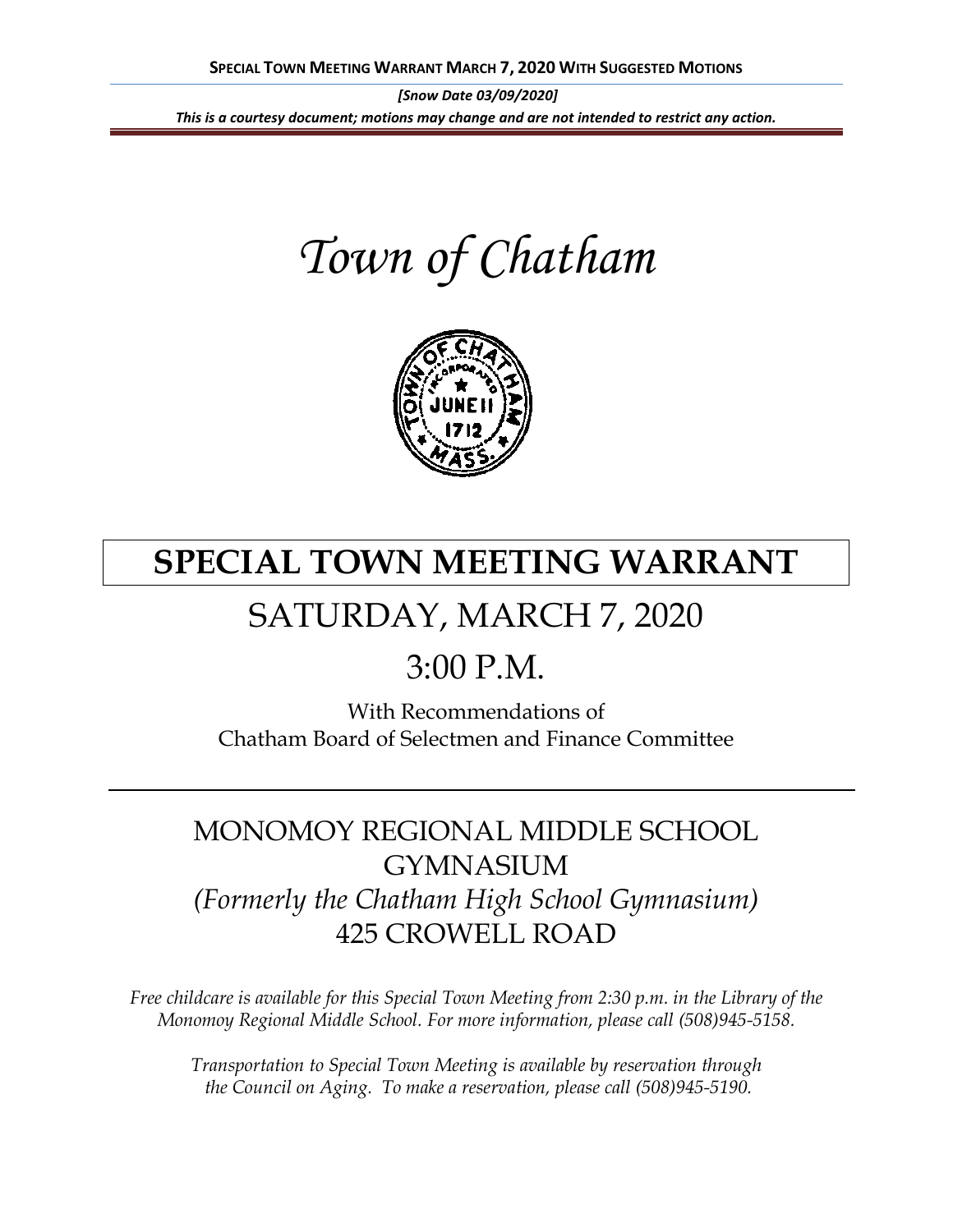**SPECIAL TOWN MEETING WARRANT MARCH 7, 2020 WITH SUGGESTED MOTIONS**

***[Snow Date 03/09/2020]***

***This is a courtesy document; motions may change and are not intended to restrict any action.***

# *Town of Chatham*

# SPECIAL TOWN MEETING WARRANT

## SATURDAY, MARCH 7, 2020

## 3:00 P.M.

With Recommendations of
Chatham Board of Selectmen and Finance Committee

## MONOMOY REGIONAL MIDDLE SCHOOL GYMNASIUM

*(Formerly the Chatham High School Gymnasium)*

425 CROWELL ROAD

*Free childcare is available for this Special Town Meeting from 2:30 p.m. in the Library of the Monomoy Regional Middle School. For more information, please call (508)945-5158.*

*Transportation to Special Town Meeting is available by reservation through the Council on Aging. To make a reservation, please call (508)945-5190.*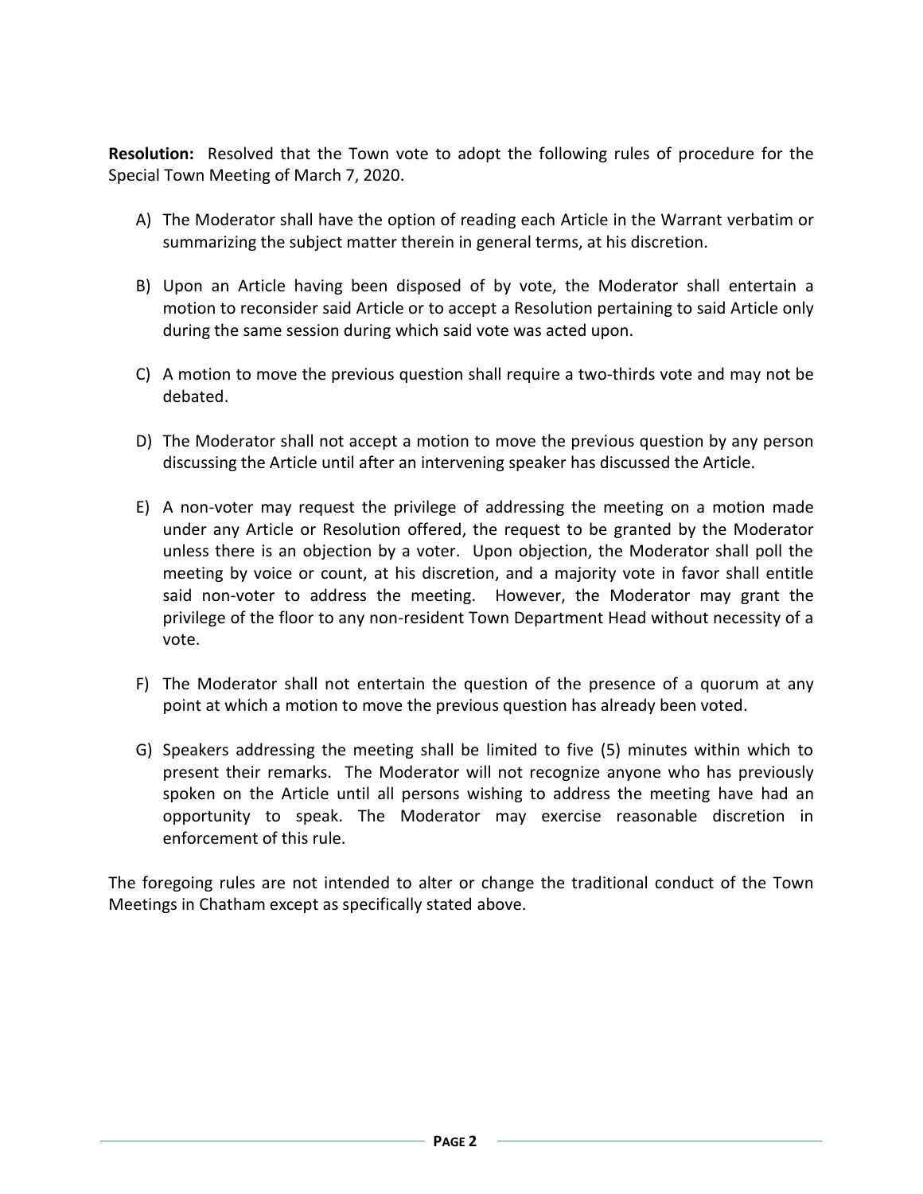**Resolution:** Resolved that the Town vote to adopt the following rules of procedure for the Special Town Meeting of March 7, 2020.

A) The Moderator shall have the option of reading each Article in the Warrant verbatim or summarizing the subject matter therein in general terms, at his discretion.

B) Upon an Article having been disposed of by vote, the Moderator shall entertain a motion to reconsider said Article or to accept a Resolution pertaining to said Article only during the same session during which said vote was acted upon.

C) A motion to move the previous question shall require a two-thirds vote and may not be debated.

D) The Moderator shall not accept a motion to move the previous question by any person discussing the Article until after an intervening speaker has discussed the Article.

E) A non-voter may request the privilege of addressing the meeting on a motion made under any Article or Resolution offered, the request to be granted by the Moderator unless there is an objection by a voter. Upon objection, the Moderator shall poll the meeting by voice or count, at his discretion, and a majority vote in favor shall entitle said non-voter to address the meeting. However, the Moderator may grant the privilege of the floor to any non-resident Town Department Head without necessity of a vote.

F) The Moderator shall not entertain the question of the presence of a quorum at any point at which a motion to move the previous question has already been voted.

G) Speakers addressing the meeting shall be limited to five (5) minutes within which to present their remarks. The Moderator will not recognize anyone who has previously spoken on the Article until all persons wishing to address the meeting have had an opportunity to speak. The Moderator may exercise reasonable discretion in enforcement of this rule.

The foregoing rules are not intended to alter or change the traditional conduct of the Town Meetings in Chatham except as specifically stated above.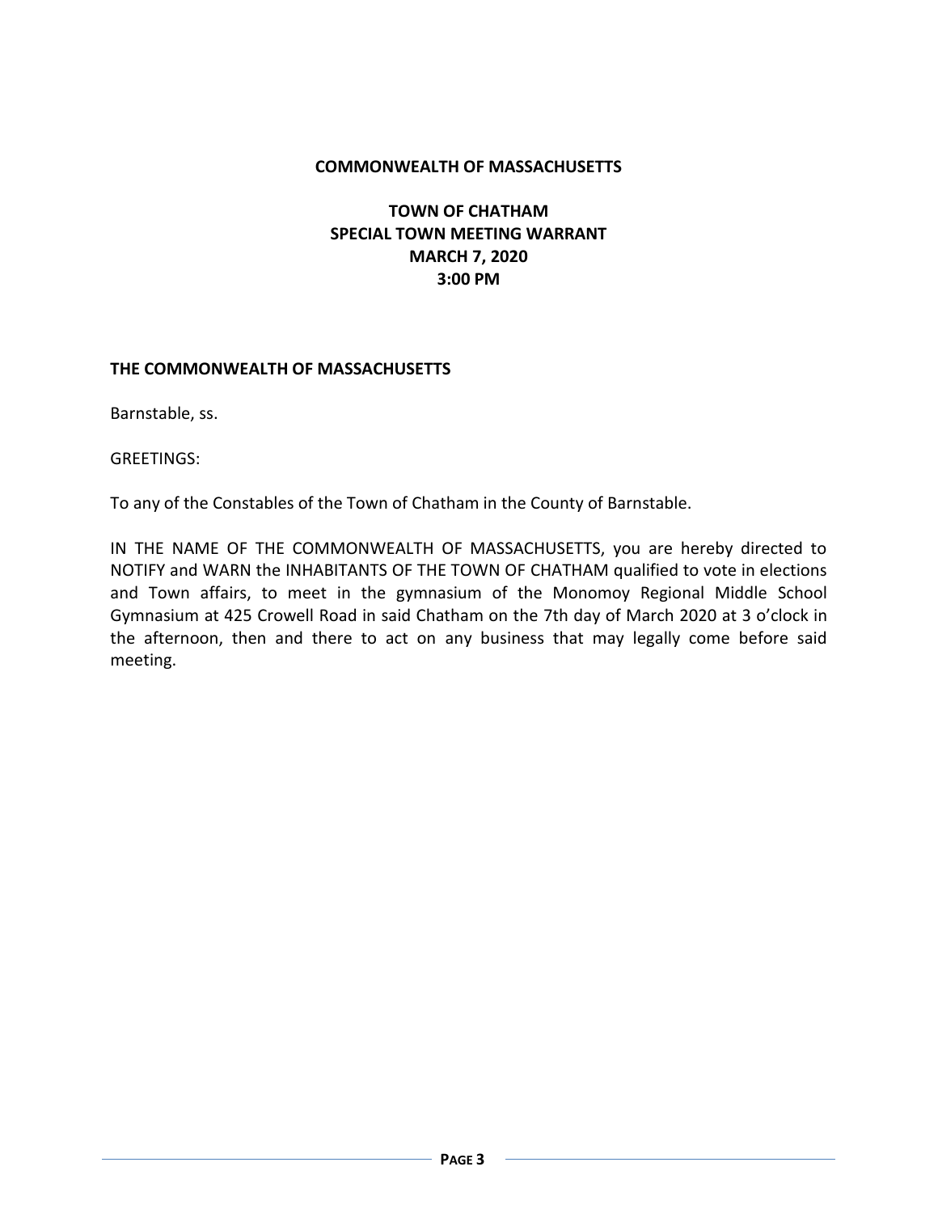**COMMONWEALTH OF MASSACHUSETTS**

# TOWN OF CHATHAM
## SPECIAL TOWN MEETING WARRANT
## MARCH 7, 2020
## 3:00 PM

**THE COMMONWEALTH OF MASSACHUSETTS**

Barnstable, ss.

GREETINGS:

To any of the Constables of the Town of Chatham in the County of Barnstable.

IN THE NAME OF THE COMMONWEALTH OF MASSACHUSETTS, you are hereby directed to NOTIFY and WARN the INHABITANTS OF THE TOWN OF CHATHAM qualified to vote in elections and Town affairs, to meet in the gymnasium of the Monomoy Regional Middle School Gymnasium at 425 Crowell Road in said Chatham on the 7th day of March 2020 at 3 o'clock in the afternoon, then and there to act on any business that may legally come before said meeting.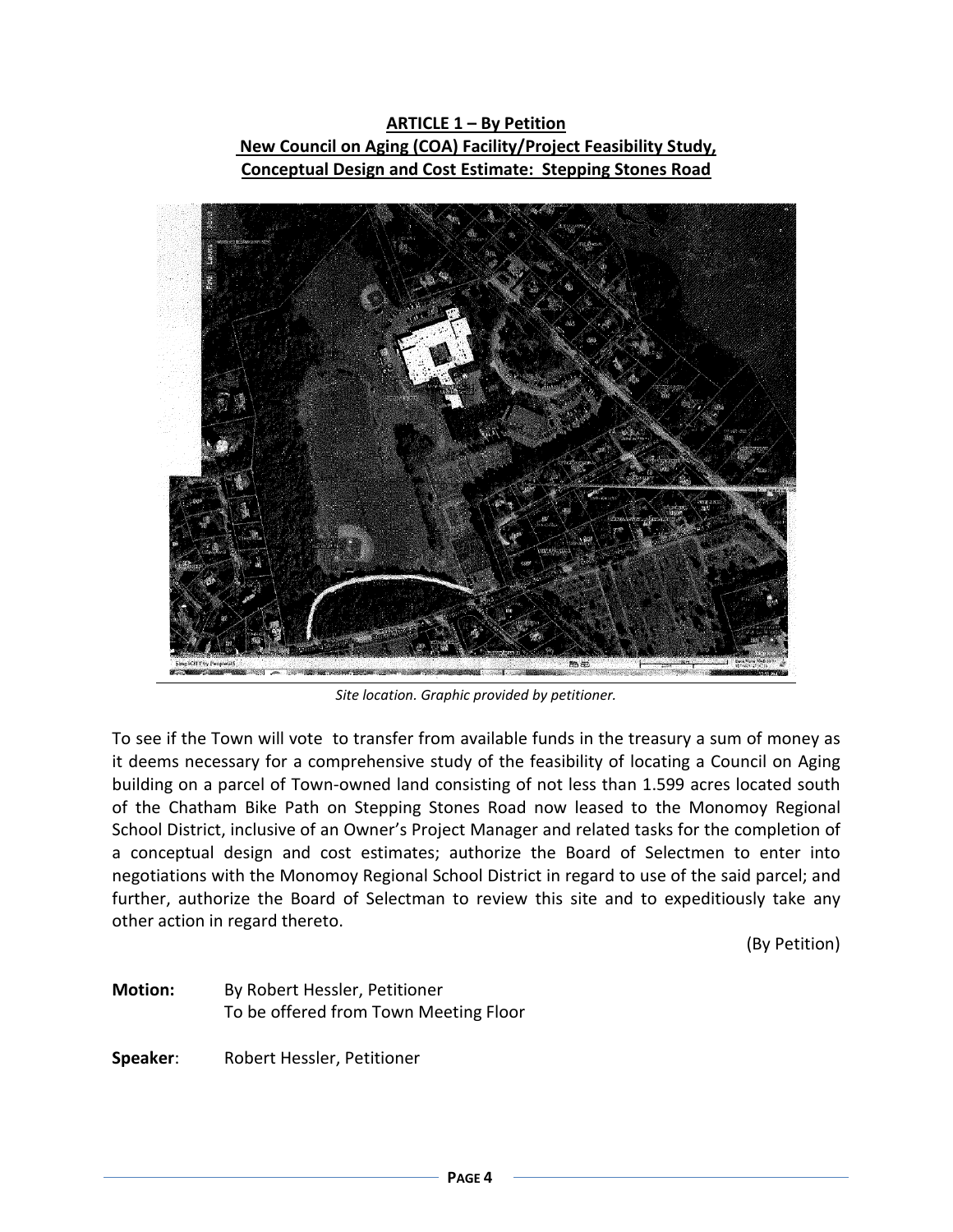**ARTICLE 1 – By Petition**
**New Council on Aging (COA) Facility/Project Feasibility Study, Conceptual Design and Cost Estimate: Stepping Stones Road**

*Site location. Graphic provided by petitioner.*

To see if the Town will vote to transfer from available funds in the treasury a sum of money as it deems necessary for a comprehensive study of the feasibility of locating a Council on Aging building on a parcel of Town-owned land consisting of not less than 1.599 acres located south of the Chatham Bike Path on Stepping Stones Road now leased to the Monomoy Regional School District, inclusive of an Owner's Project Manager and related tasks for the completion of a conceptual design and cost estimates; authorize the Board of Selectmen to enter into negotiations with the Monomoy Regional School District in regard to use of the said parcel; and further, authorize the Board of Selectman to review this site and to expeditiously take any other action in regard thereto.

(By Petition)

**Motion:** By Robert Hessler, Petitioner
To be offered from Town Meeting Floor

**Speaker:** Robert Hessler, Petitioner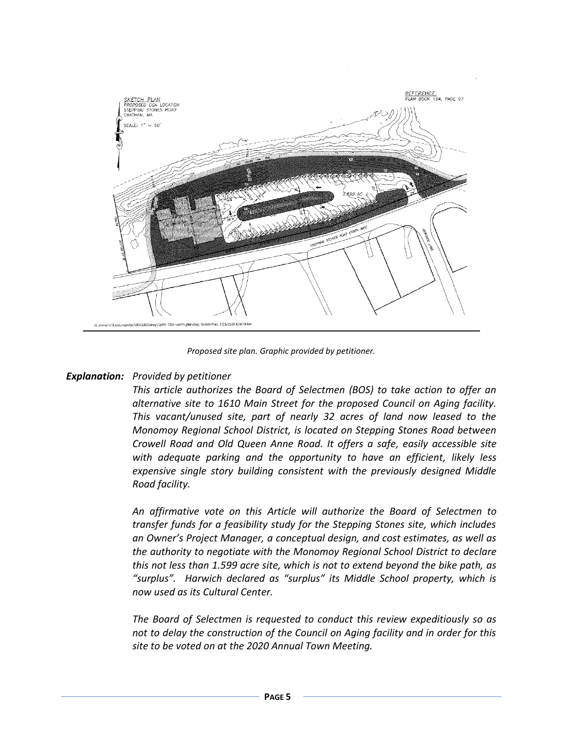Proposed site plan. Graphic provided by petitioner.

***Explanation:*** *Provided by petitioner*

*This article authorizes the Board of Selectmen (BOS) to take action to offer an alternative site to 1610 Main Street for the proposed Council on Aging facility. This vacant/unused site, part of nearly 32 acres of land now leased to the Monomoy Regional School District, is located on Stepping Stones Road between Crowell Road and Old Queen Anne Road. It offers a safe, easily accessible site with adequate parking and the opportunity to have an efficient, likely less expensive single story building consistent with the previously designed Middle Road facility.*

*An affirmative vote on this Article will authorize the Board of Selectmen to transfer funds for a feasibility study for the Stepping Stones site, which includes an Owner's Project Manager, a conceptual design, and cost estimates, as well as the authority to negotiate with the Monomoy Regional School District to declare this not less than 1.599 acre site, which is not to extend beyond the bike path, as "surplus". Harwich declared as "surplus" its Middle School property, which is now used as its Cultural Center.*

*The Board of Selectmen is requested to conduct this review expeditiously so as not to delay the construction of the Council on Aging facility and in order for this site to be voted on at the 2020 Annual Town Meeting.*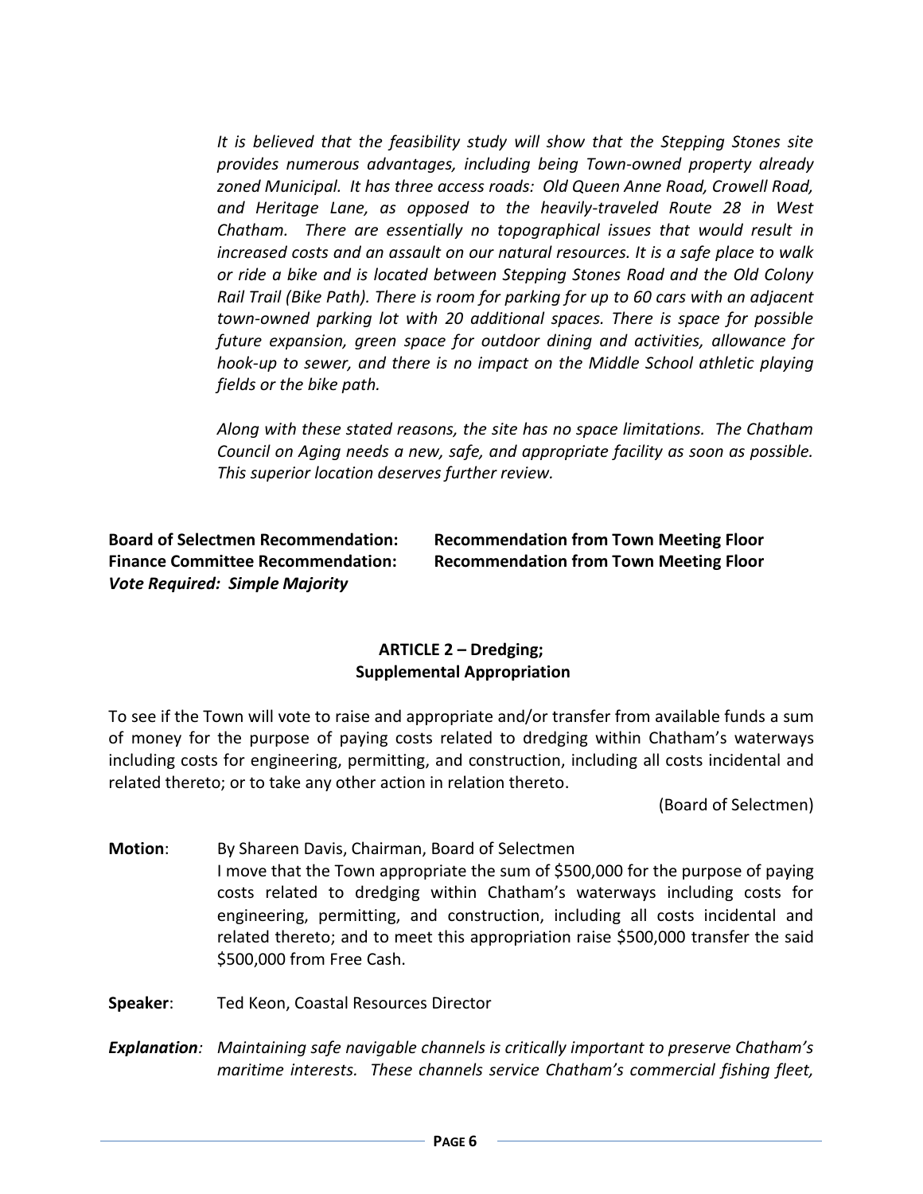*It is believed that the feasibility study will show that the Stepping Stones site provides numerous advantages, including being Town-owned property already zoned Municipal. It has three access roads: Old Queen Anne Road, Crowell Road, and Heritage Lane, as opposed to the heavily-traveled Route 28 in West Chatham. There are essentially no topographical issues that would result in increased costs and an assault on our natural resources. It is a safe place to walk or ride a bike and is located between Stepping Stones Road and the Old Colony Rail Trail (Bike Path). There is room for parking for up to 60 cars with an adjacent town-owned parking lot with 20 additional spaces. There is space for possible future expansion, green space for outdoor dining and activities, allowance for hook-up to sewer, and there is no impact on the Middle School athletic playing fields or the bike path.*

*Along with these stated reasons, the site has no space limitations. The Chatham Council on Aging needs a new, safe, and appropriate facility as soon as possible. This superior location deserves further review.*

**Board of Selectmen Recommendation:** **Recommendation from Town Meeting Floor**
**Finance Committee Recommendation:** **Recommendation from Town Meeting Floor**
***Vote Required: Simple Majority***

## ARTICLE 2 – Dredging; Supplemental Appropriation

To see if the Town will vote to raise and appropriate and/or transfer from available funds a sum of money for the purpose of paying costs related to dredging within Chatham's waterways including costs for engineering, permitting, and construction, including all costs incidental and related thereto; or to take any other action in relation thereto.

(Board of Selectmen)

**Motion**: By Shareen Davis, Chairman, Board of Selectmen
I move that the Town appropriate the sum of $500,000 for the purpose of paying costs related to dredging within Chatham's waterways including costs for engineering, permitting, and construction, including all costs incidental and related thereto; and to meet this appropriation raise $500,000 transfer the said $500,000 from Free Cash.

**Speaker**: Ted Keon, Coastal Resources Director

***Explanation**: Maintaining safe navigable channels is critically important to preserve Chatham's maritime interests. These channels service Chatham's commercial fishing fleet,*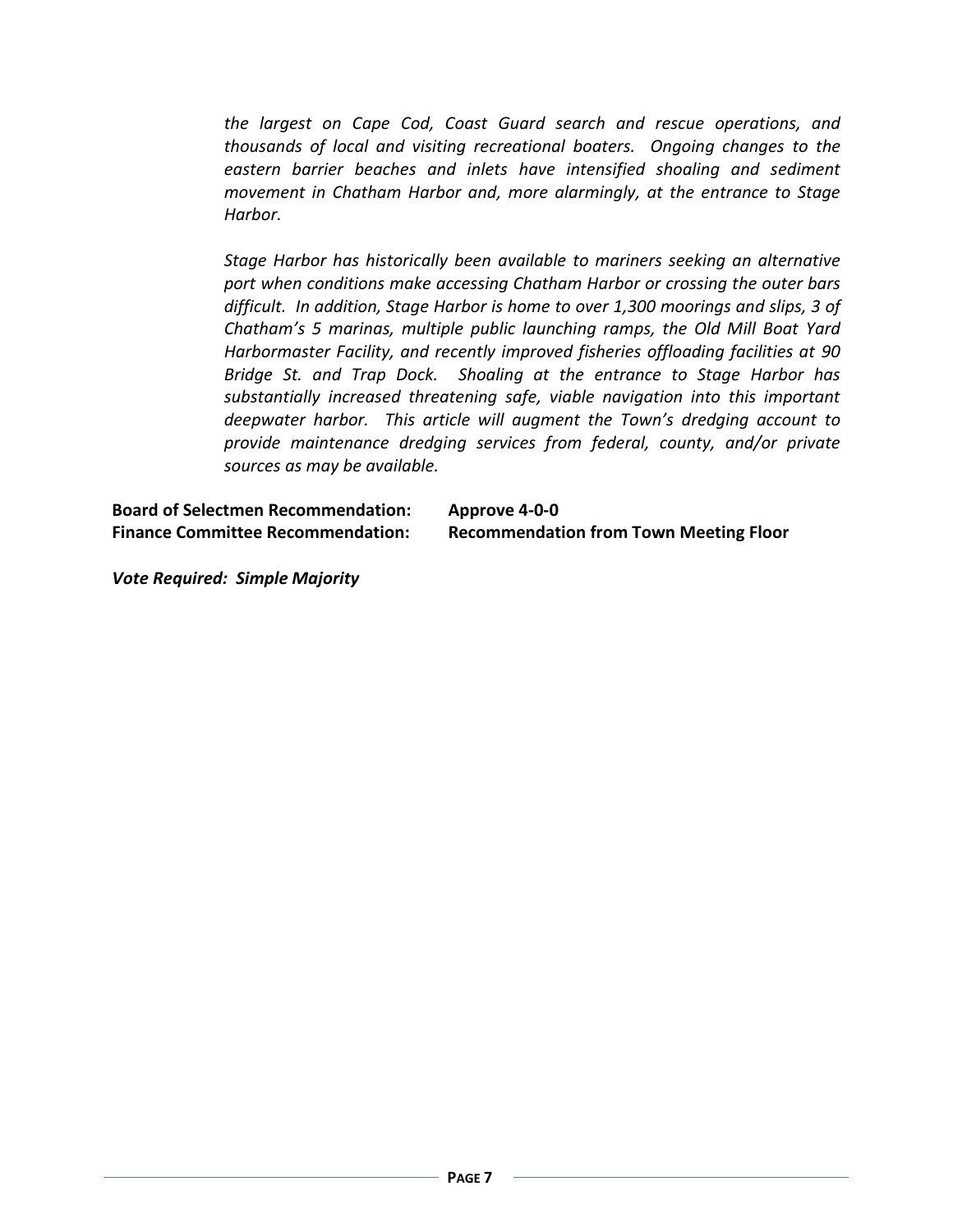*the largest on Cape Cod, Coast Guard search and rescue operations, and thousands of local and visiting recreational boaters. Ongoing changes to the eastern barrier beaches and inlets have intensified shoaling and sediment movement in Chatham Harbor and, more alarmingly, at the entrance to Stage Harbor.*

*Stage Harbor has historically been available to mariners seeking an alternative port when conditions make accessing Chatham Harbor or crossing the outer bars difficult. In addition, Stage Harbor is home to over 1,300 moorings and slips, 3 of Chatham's 5 marinas, multiple public launching ramps, the Old Mill Boat Yard Harbormaster Facility, and recently improved fisheries offloading facilities at 90 Bridge St. and Trap Dock. Shoaling at the entrance to Stage Harbor has substantially increased threatening safe, viable navigation into this important deepwater harbor. This article will augment the Town's dredging account to provide maintenance dredging services from federal, county, and/or private sources as may be available.*

**Board of Selectmen Recommendation:** **Approve 4-0-0**
**Finance Committee Recommendation:** **Recommendation from Town Meeting Floor**

***Vote Required: Simple Majority***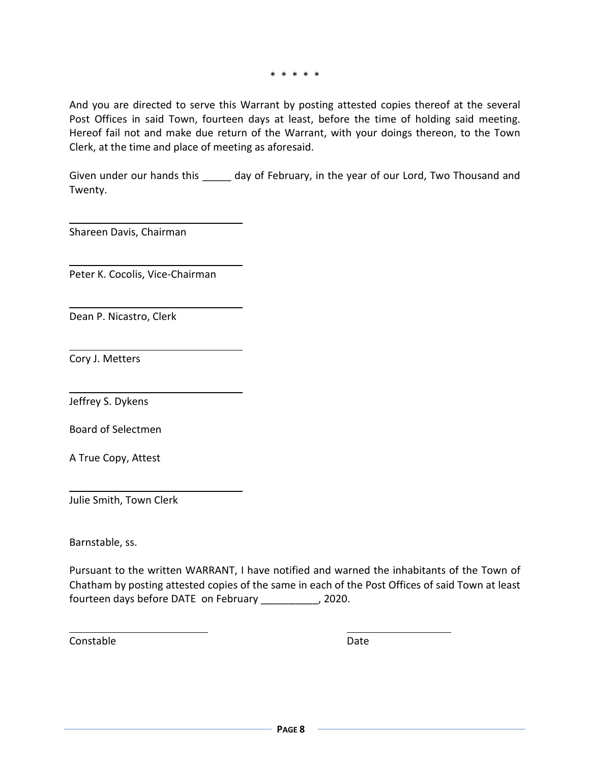* * * * *

And you are directed to serve this Warrant by posting attested copies thereof at the several Post Offices in said Town, fourteen days at least, before the time of holding said meeting. Hereof fail not and make due return of the Warrant, with your doings thereon, to the Town Clerk, at the time and place of meeting as aforesaid.

Given under our hands this _____ day of February, in the year of our Lord, Two Thousand and Twenty.

Shareen Davis, Chairman

Peter K. Cocolis, Vice-Chairman

Dean P. Nicastro, Clerk

Cory J. Metters

Jeffrey S. Dykens

Board of Selectmen

A True Copy, Attest

Julie Smith, Town Clerk

Barnstable, ss.

Pursuant to the written WARRANT, I have notified and warned the inhabitants of the Town of Chatham by posting attested copies of the same in each of the Post Offices of said Town at least fourteen days before DATE on February __________, 2020.

Constable                                                  Date